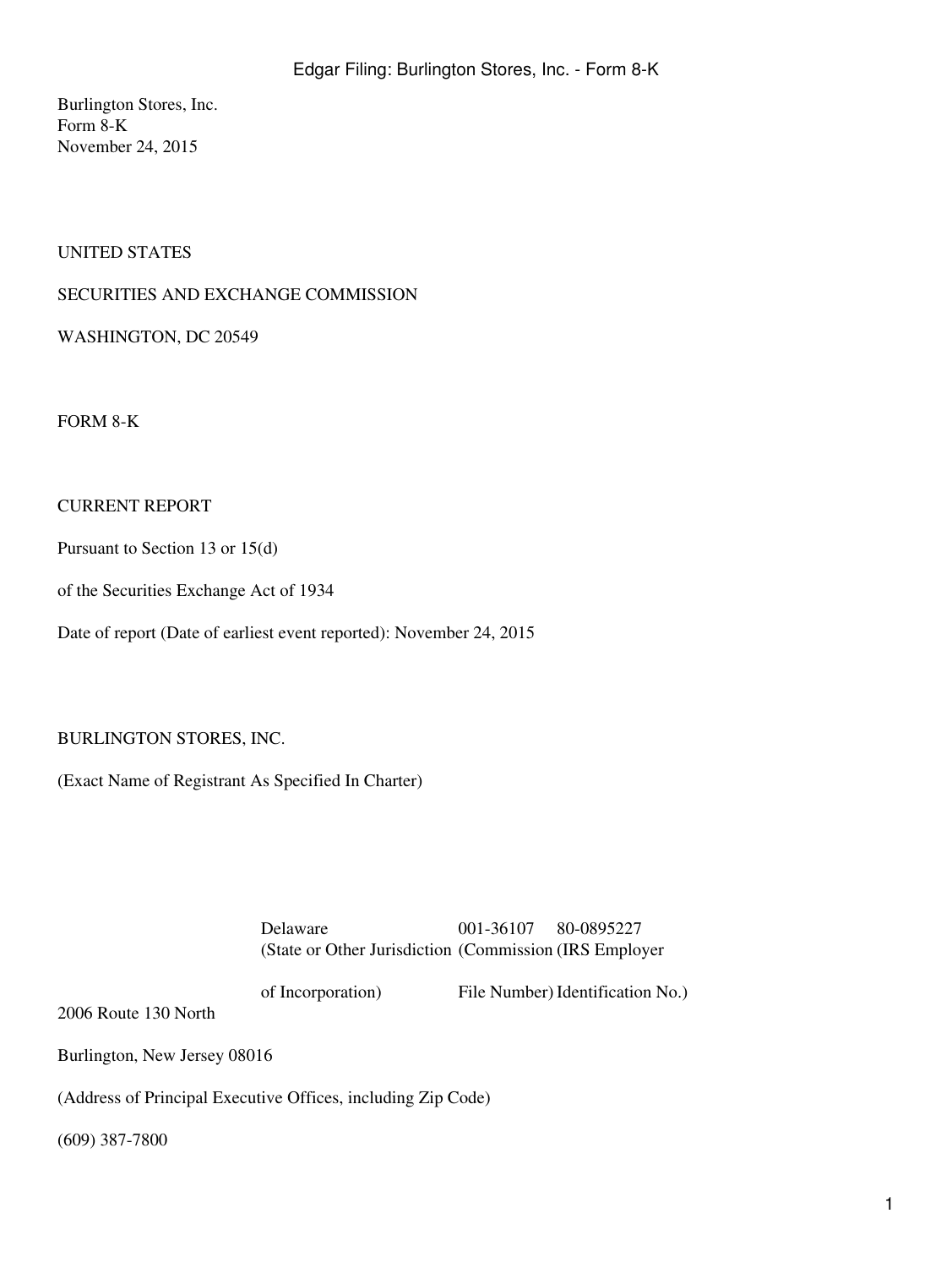Burlington Stores, Inc.
Form 8-K
November 24, 2015

UNITED STATES

SECURITIES AND EXCHANGE COMMISSION

WASHINGTON, DC 20549

FORM 8-K

CURRENT REPORT

Pursuant to Section 13 or 15(d)

of the Securities Exchange Act of 1934

Date of report (Date of earliest event reported): November 24, 2015

BURLINGTON STORES, INC.

(Exact Name of Registrant As Specified In Charter)

| Delaware | 001-36107 | 80-0895227 |
|---|---|---|
| (State or Other Jurisdiction of Incorporation) | (Commission File Number) | (IRS Employer Identification No.) |

2006 Route 130 North

Burlington, New Jersey 08016

(Address of Principal Executive Offices, including Zip Code)

(609) 387-7800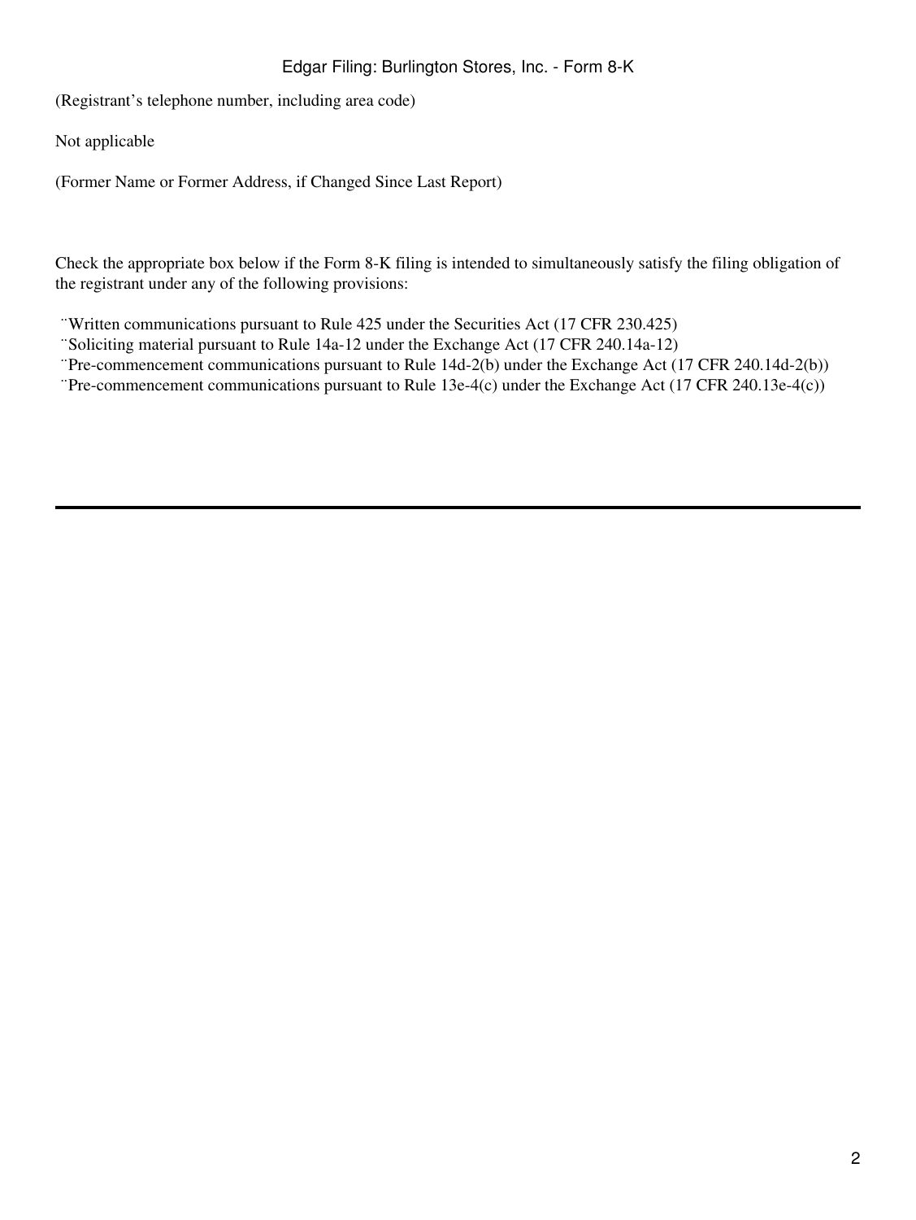(Registrant’s telephone number, including area code)

Not applicable

(Former Name or Former Address, if Changed Since Last Report)

Check the appropriate box below if the Form 8-K filing is intended to simultaneously satisfy the filing obligation of the registrant under any of the following provisions:

¨Written communications pursuant to Rule 425 under the Securities Act (17 CFR 230.425)
¨Soliciting material pursuant to Rule 14a-12 under the Exchange Act (17 CFR 240.14a-12)
¨Pre-commencement communications pursuant to Rule 14d-2(b) under the Exchange Act (17 CFR 240.14d-2(b))
¨Pre-commencement communications pursuant to Rule 13e-4(c) under the Exchange Act (17 CFR 240.13e-4(c))

---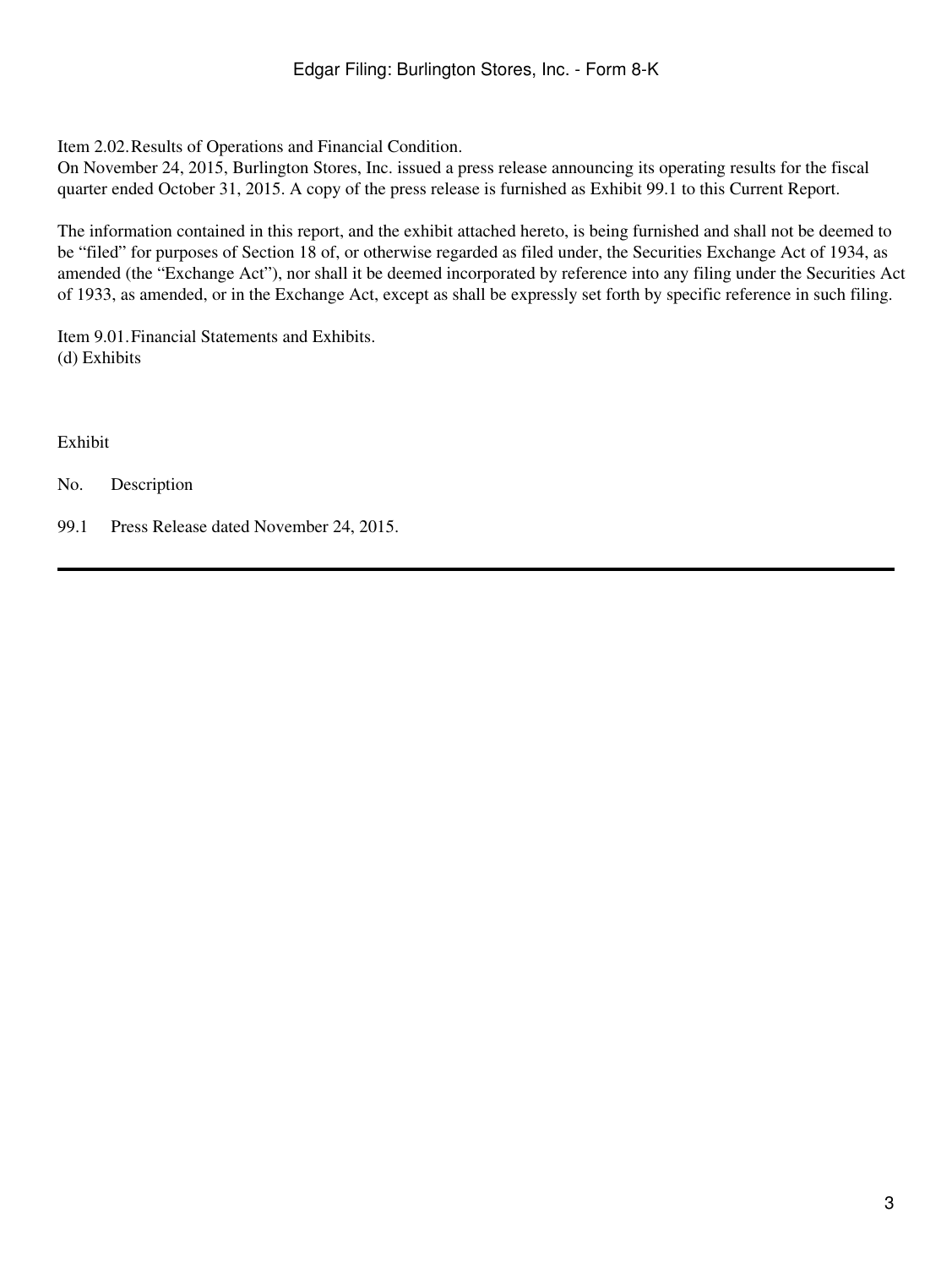Item 2.02. Results of Operations and Financial Condition.

On November 24, 2015, Burlington Stores, Inc. issued a press release announcing its operating results for the fiscal quarter ended October 31, 2015. A copy of the press release is furnished as Exhibit 99.1 to this Current Report.

The information contained in this report, and the exhibit attached hereto, is being furnished and shall not be deemed to be "filed" for purposes of Section 18 of, or otherwise regarded as filed under, the Securities Exchange Act of 1934, as amended (the "Exchange Act"), nor shall it be deemed incorporated by reference into any filing under the Securities Act of 1933, as amended, or in the Exchange Act, except as shall be expressly set forth by specific reference in such filing.

Item 9.01. Financial Statements and Exhibits.

(d) Exhibits

| Exhibit No. | Description |
|---|---|
| 99.1 | Press Release dated November 24, 2015. |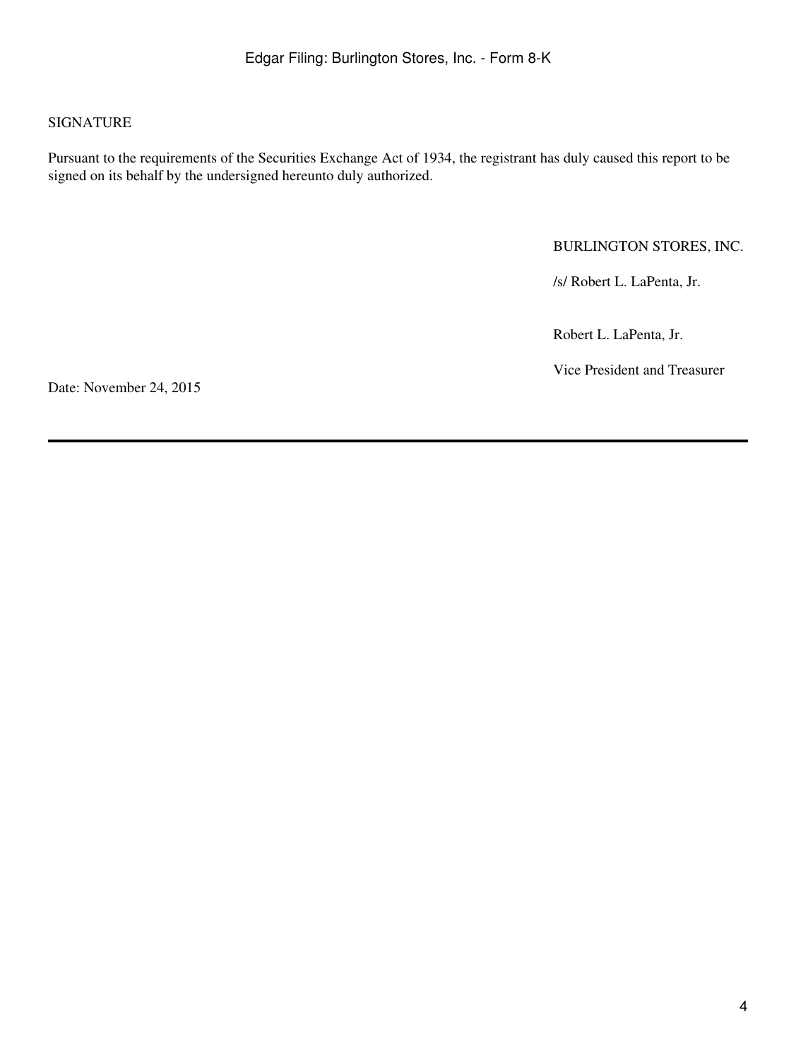SIGNATURE

Pursuant to the requirements of the Securities Exchange Act of 1934, the registrant has duly caused this report to be signed on its behalf by the undersigned hereunto duly authorized.

BURLINGTON STORES, INC.

/s/ Robert L. LaPenta, Jr.

Robert L. LaPenta, Jr.

Vice President and Treasurer

Date: November 24, 2015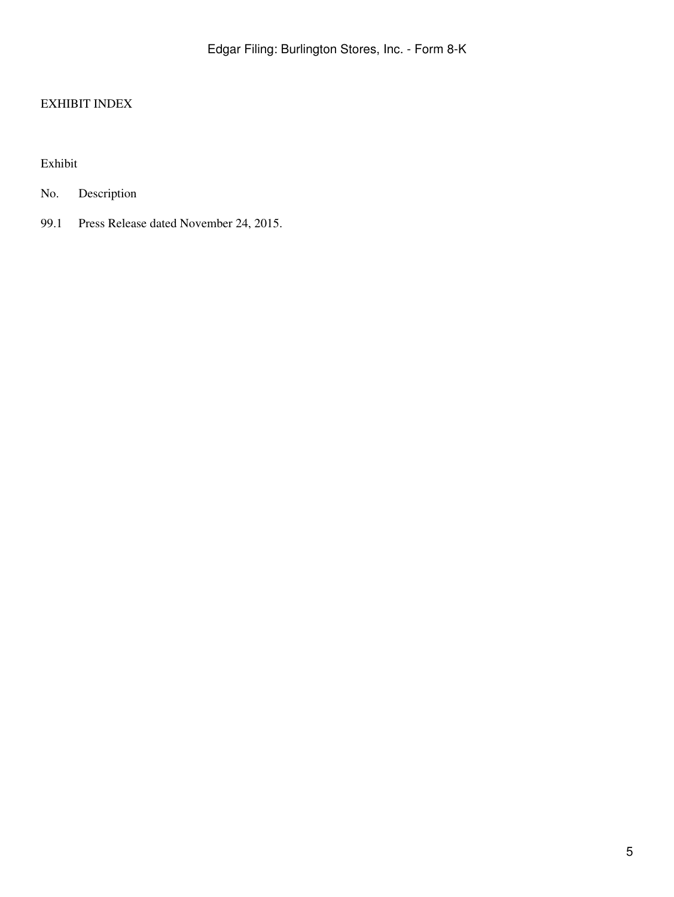EXHIBIT INDEX

| Exhibit No. | Description |
| --- | --- |
| 99.1 | Press Release dated November 24, 2015. |